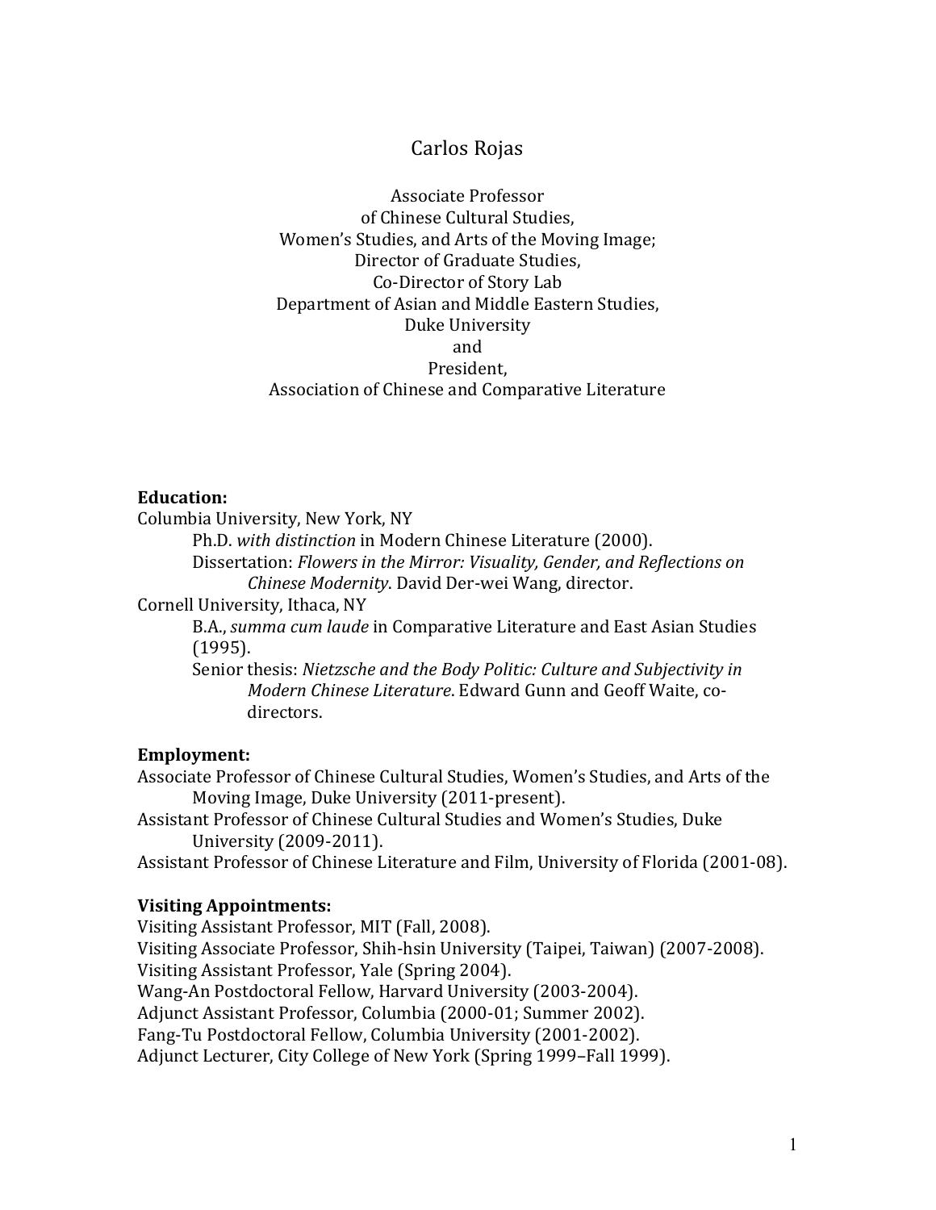# Carlos Rojas

Associate Professor
of Chinese Cultural Studies,
Women's Studies, and Arts of the Moving Image;
Director of Graduate Studies,
Co-Director of Story Lab
Department of Asian and Middle Eastern Studies,
Duke University
and
President,
Association of Chinese and Comparative Literature

**Education:**

Columbia University, New York, NY

Ph.D. *with distinction* in Modern Chinese Literature (2000).
Dissertation: *Flowers in the Mirror: Visuality, Gender, and Reflections on Chinese Modernity*. David Der-wei Wang, director.

Cornell University, Ithaca, NY

B.A., *summa cum laude* in Comparative Literature and East Asian Studies (1995).
Senior thesis: *Nietzsche and the Body Politic: Culture and Subjectivity in Modern Chinese Literature*. Edward Gunn and Geoff Waite, co-directors.

**Employment:**

Associate Professor of Chinese Cultural Studies, Women's Studies, and Arts of the Moving Image, Duke University (2011-present).
Assistant Professor of Chinese Cultural Studies and Women's Studies, Duke University (2009-2011).
Assistant Professor of Chinese Literature and Film, University of Florida (2001-08).

**Visiting Appointments:**

Visiting Assistant Professor, MIT (Fall, 2008).
Visiting Associate Professor, Shih-hsin University (Taipei, Taiwan) (2007-2008).
Visiting Assistant Professor, Yale (Spring 2004).
Wang-An Postdoctoral Fellow, Harvard University (2003-2004).
Adjunct Assistant Professor, Columbia (2000-01; Summer 2002).
Fang-Tu Postdoctoral Fellow, Columbia University (2001-2002).
Adjunct Lecturer, City College of New York (Spring 1999–Fall 1999).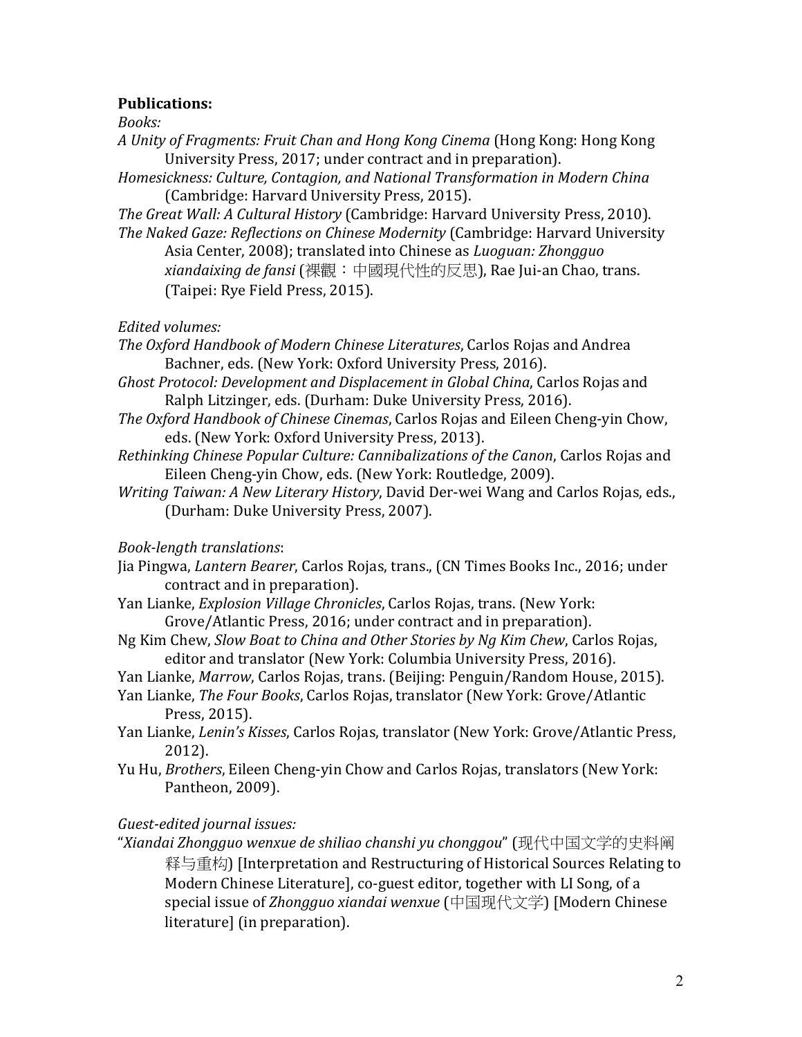**Publications:**

*Books:*

*A Unity of Fragments: Fruit Chan and Hong Kong Cinema* (Hong Kong: Hong Kong University Press, 2017; under contract and in preparation).

*Homesickness: Culture, Contagion, and National Transformation in Modern China* (Cambridge: Harvard University Press, 2015).

*The Great Wall: A Cultural History* (Cambridge: Harvard University Press, 2010).

*The Naked Gaze: Reflections on Chinese Modernity* (Cambridge: Harvard University Asia Center, 2008); translated into Chinese as *Luoguan: Zhongguo xiandaixing de fansi* (裸觀：中國現代性的反思), Rae Jui-an Chao, trans. (Taipei: Rye Field Press, 2015).

*Edited volumes:*

*The Oxford Handbook of Modern Chinese Literatures*, Carlos Rojas and Andrea Bachner, eds. (New York: Oxford University Press, 2016).

*Ghost Protocol: Development and Displacement in Global China*, Carlos Rojas and Ralph Litzinger, eds. (Durham: Duke University Press, 2016).

*The Oxford Handbook of Chinese Cinemas*, Carlos Rojas and Eileen Cheng-yin Chow, eds. (New York: Oxford University Press, 2013).

*Rethinking Chinese Popular Culture: Cannibalizations of the Canon*, Carlos Rojas and Eileen Cheng-yin Chow, eds. (New York: Routledge, 2009).

*Writing Taiwan: A New Literary History*, David Der-wei Wang and Carlos Rojas, eds., (Durham: Duke University Press, 2007).

*Book-length translations*:

Jia Pingwa, *Lantern Bearer*, Carlos Rojas, trans., (CN Times Books Inc., 2016; under contract and in preparation).

Yan Lianke, *Explosion Village Chronicles*, Carlos Rojas, trans. (New York: Grove/Atlantic Press, 2016; under contract and in preparation).

Ng Kim Chew, *Slow Boat to China and Other Stories by Ng Kim Chew*, Carlos Rojas, editor and translator (New York: Columbia University Press, 2016).

Yan Lianke, *Marrow*, Carlos Rojas, trans. (Beijing: Penguin/Random House, 2015).

Yan Lianke, *The Four Books*, Carlos Rojas, translator (New York: Grove/Atlantic Press, 2015).

Yan Lianke, *Lenin's Kisses*, Carlos Rojas, translator (New York: Grove/Atlantic Press, 2012).

Yu Hu, *Brothers*, Eileen Cheng-yin Chow and Carlos Rojas, translators (New York: Pantheon, 2009).

*Guest-edited journal issues:*

"*Xiandai Zhongguo wenxue de shiliao chanshi yu chonggou*" (现代中国文学的史料阐释与重构) [Interpretation and Restructuring of Historical Sources Relating to Modern Chinese Literature], co-guest editor, together with LI Song, of a special issue of *Zhongguo xiandai wenxue* (中国现代文学) [Modern Chinese literature] (in preparation).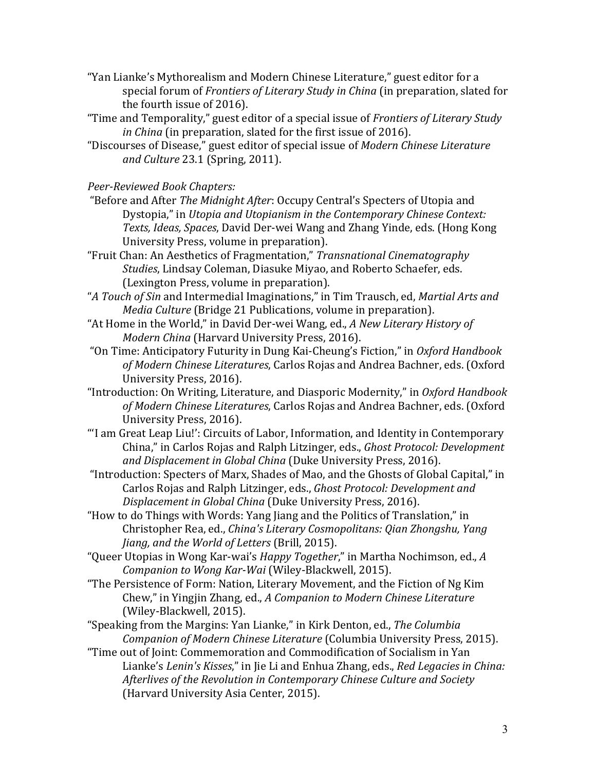"Yan Lianke's Mythorealism and Modern Chinese Literature," guest editor for a special forum of *Frontiers of Literary Study in China* (in preparation, slated for the fourth issue of 2016).

"Time and Temporality," guest editor of a special issue of *Frontiers of Literary Study in China* (in preparation, slated for the first issue of 2016).

"Discourses of Disease," guest editor of special issue of *Modern Chinese Literature and Culture* 23.1 (Spring, 2011).

*Peer-Reviewed Book Chapters:*

"Before and After *The Midnight After*: Occupy Central's Specters of Utopia and Dystopia," in *Utopia and Utopianism in the Contemporary Chinese Context: Texts, Ideas, Spaces*, David Der-wei Wang and Zhang Yinde, eds. (Hong Kong University Press, volume in preparation).

"Fruit Chan: An Aesthetics of Fragmentation," *Transnational Cinematography Studies*, Lindsay Coleman, Diasuke Miyao, and Roberto Schaefer, eds. (Lexington Press, volume in preparation).

"*A Touch of Sin* and Intermedial Imaginations," in Tim Trausch, ed, *Martial Arts and Media Culture* (Bridge 21 Publications, volume in preparation).

"At Home in the World," in David Der-wei Wang, ed., *A New Literary History of Modern China* (Harvard University Press, 2016).

"On Time: Anticipatory Futurity in Dung Kai-Cheung's Fiction," in *Oxford Handbook of Modern Chinese Literatures*, Carlos Rojas and Andrea Bachner, eds. (Oxford University Press, 2016).

"Introduction: On Writing, Literature, and Diasporic Modernity," in *Oxford Handbook of Modern Chinese Literatures*, Carlos Rojas and Andrea Bachner, eds. (Oxford University Press, 2016).

"'I am Great Leap Liu!': Circuits of Labor, Information, and Identity in Contemporary China," in Carlos Rojas and Ralph Litzinger, eds., *Ghost Protocol: Development and Displacement in Global China* (Duke University Press, 2016).

"Introduction: Specters of Marx, Shades of Mao, and the Ghosts of Global Capital," in Carlos Rojas and Ralph Litzinger, eds., *Ghost Protocol: Development and Displacement in Global China* (Duke University Press, 2016).

"How to do Things with Words: Yang Jiang and the Politics of Translation," in Christopher Rea, ed., *China's Literary Cosmopolitans: Qian Zhongshu, Yang Jiang, and the World of Letters* (Brill, 2015).

"Queer Utopias in Wong Kar-wai's *Happy Together*," in Martha Nochimson, ed., *A Companion to Wong Kar-Wai* (Wiley-Blackwell, 2015).

"The Persistence of Form: Nation, Literary Movement, and the Fiction of Ng Kim Chew," in Yingjin Zhang, ed., *A Companion to Modern Chinese Literature* (Wiley-Blackwell, 2015).

"Speaking from the Margins: Yan Lianke," in Kirk Denton, ed., *The Columbia Companion of Modern Chinese Literature* (Columbia University Press, 2015).

"Time out of Joint: Commemoration and Commodification of Socialism in Yan Lianke's *Lenin's Kisses*," in Jie Li and Enhua Zhang, eds., *Red Legacies in China: Afterlives of the Revolution in Contemporary Chinese Culture and Society* (Harvard University Asia Center, 2015).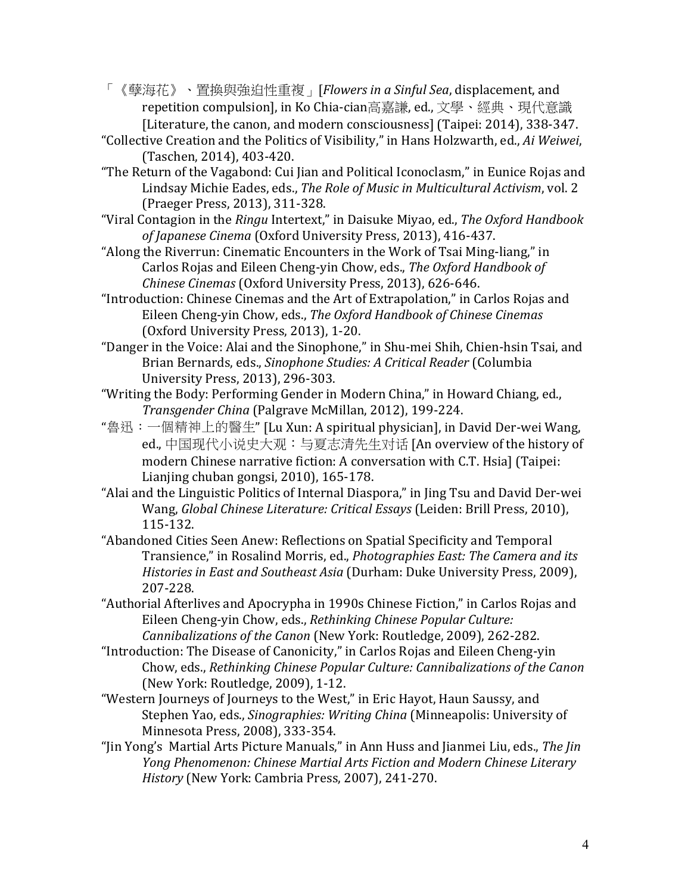「《孽海花》、置換與強迫性重複」[*Flowers in a Sinful Sea*, displacement, and repetition compulsion], in Ko Chia-cian高嘉謙, ed., 文學、經典、現代意識 [Literature, the canon, and modern consciousness] (Taipei: 2014), 338-347.

"Collective Creation and the Politics of Visibility," in Hans Holzwarth, ed., *Ai Weiwei*, (Taschen, 2014), 403-420.

"The Return of the Vagabond: Cui Jian and Political Iconoclasm," in Eunice Rojas and Lindsay Michie Eades, eds., *The Role of Music in Multicultural Activism*, vol. 2 (Praeger Press, 2013), 311-328.

"Viral Contagion in the *Ringu* Intertext," in Daisuke Miyao, ed., *The Oxford Handbook of Japanese Cinema* (Oxford University Press, 2013), 416-437.

"Along the Riverrun: Cinematic Encounters in the Work of Tsai Ming-liang," in Carlos Rojas and Eileen Cheng-yin Chow, eds., *The Oxford Handbook of Chinese Cinemas* (Oxford University Press, 2013), 626-646.

"Introduction: Chinese Cinemas and the Art of Extrapolation," in Carlos Rojas and Eileen Cheng-yin Chow, eds., *The Oxford Handbook of Chinese Cinemas* (Oxford University Press, 2013), 1-20.

"Danger in the Voice: Alai and the Sinophone," in Shu-mei Shih, Chien-hsin Tsai, and Brian Bernards, eds., *Sinophone Studies: A Critical Reader* (Columbia University Press, 2013), 296-303.

"Writing the Body: Performing Gender in Modern China," in Howard Chiang, ed., *Transgender China* (Palgrave McMillan, 2012), 199-224.

"魯迅：一個精神上的醫生" [Lu Xun: A spiritual physician], in David Der-wei Wang, ed., 中国现代小说史大观：与夏志清先生对话 [An overview of the history of modern Chinese narrative fiction: A conversation with C.T. Hsia] (Taipei: Lianjing chuban gongsi, 2010), 165-178.

"Alai and the Linguistic Politics of Internal Diaspora," in Jing Tsu and David Der-wei Wang, *Global Chinese Literature: Critical Essays* (Leiden: Brill Press, 2010), 115-132.

"Abandoned Cities Seen Anew: Reflections on Spatial Specificity and Temporal Transience," in Rosalind Morris, ed., *Photographies East: The Camera and its Histories in East and Southeast Asia* (Durham: Duke University Press, 2009), 207-228.

"Authorial Afterlives and Apocrypha in 1990s Chinese Fiction," in Carlos Rojas and Eileen Cheng-yin Chow, eds., *Rethinking Chinese Popular Culture: Cannibalizations of the Canon* (New York: Routledge, 2009), 262-282.

"Introduction: The Disease of Canonicity," in Carlos Rojas and Eileen Cheng-yin Chow, eds., *Rethinking Chinese Popular Culture: Cannibalizations of the Canon* (New York: Routledge, 2009), 1-12.

"Western Journeys of Journeys to the West," in Eric Hayot, Haun Saussy, and Stephen Yao, eds., *Sinographies: Writing China* (Minneapolis: University of Minnesota Press, 2008), 333-354.

"Jin Yong's Martial Arts Picture Manuals," in Ann Huss and Jianmei Liu, eds., *The Jin Yong Phenomenon: Chinese Martial Arts Fiction and Modern Chinese Literary History* (New York: Cambria Press, 2007), 241-270.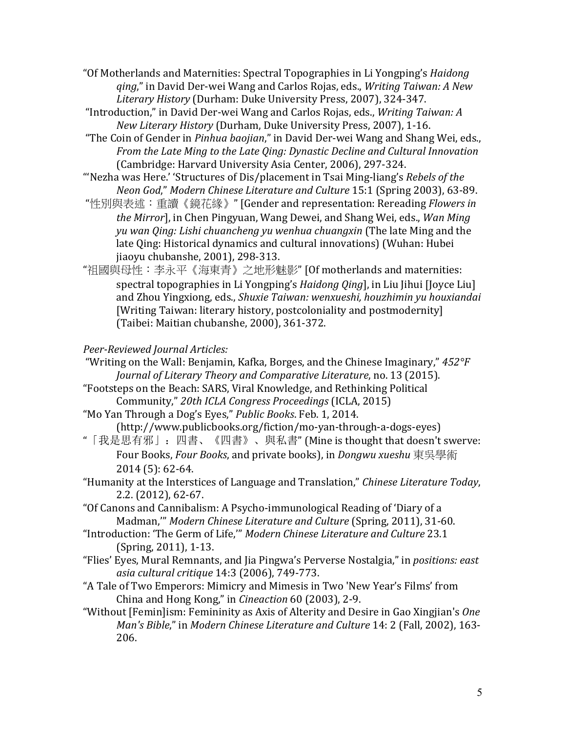"Of Motherlands and Maternities: Spectral Topographies in Li Yongping's *Haidong qing*," in David Der-wei Wang and Carlos Rojas, eds., *Writing Taiwan: A New Literary History* (Durham: Duke University Press, 2007), 324-347.

"Introduction," in David Der-wei Wang and Carlos Rojas, eds., *Writing Taiwan: A New Literary History* (Durham, Duke University Press, 2007), 1-16.

"The Coin of Gender in *Pinhua baojian*," in David Der-wei Wang and Shang Wei, eds., *From the Late Ming to the Late Qing: Dynastic Decline and Cultural Innovation* (Cambridge: Harvard University Asia Center, 2006), 297-324.

"'Nezha was Here.' 'Structures of Dis/placement in Tsai Ming-liang's *Rebels of the Neon God*," *Modern Chinese Literature and Culture* 15:1 (Spring 2003), 63-89.

"性別與表述：重讀《鏡花緣》" [Gender and representation: Rereading *Flowers in the Mirror*], in Chen Pingyuan, Wang Dewei, and Shang Wei, eds., *Wan Ming yu wan Qing: Lishi chuancheng yu wenhua chuangxin* (The late Ming and the late Qing: Historical dynamics and cultural innovations) (Wuhan: Hubei jiaoyu chubanshe, 2001), 298-313.

"祖國與母性：李永平《海東青》之地形魅影" [Of motherlands and maternities: spectral topographies in Li Yongping's *Haidong Qing*], in Liu Jihui [Joyce Liu] and Zhou Yingxiong, eds., *Shuxie Taiwan: wenxueshi, houzhimin yu houxiandai* [Writing Taiwan: literary history, postcoloniality and postmodernity] (Taibei: Maitian chubanshe, 2000), 361-372.

*Peer-Reviewed Journal Articles:*

"Writing on the Wall: Benjamin, Kafka, Borges, and the Chinese Imaginary," *452°F Journal of Literary Theory and Comparative Literature*, no. 13 (2015).

"Footsteps on the Beach: SARS, Viral Knowledge, and Rethinking Political Community," *20th ICLA Congress Proceedings* (ICLA, 2015)

"Mo Yan Through a Dog's Eyes," *Public Books*. Feb. 1, 2014. (http://www.publicbooks.org/fiction/mo-yan-through-a-dogs-eyes)

"「我是思有邪」：四書、《四書》、與私書" (Mine is thought that doesn't swerve: Four Books, *Four Books*, and private books), in *Dongwu xueshu* 東吳學術 2014 (5): 62-64.

"Humanity at the Interstices of Language and Translation," *Chinese Literature Today*, 2.2. (2012), 62-67.

"Of Canons and Cannibalism: A Psycho-immunological Reading of 'Diary of a Madman,'" *Modern Chinese Literature and Culture* (Spring, 2011), 31-60.

"Introduction: 'The Germ of Life,'" *Modern Chinese Literature and Culture* 23.1 (Spring, 2011), 1-13.

"Flies' Eyes, Mural Remnants, and Jia Pingwa's Perverse Nostalgia," in *positions: east asia cultural critique* 14:3 (2006), 749-773.

"A Tale of Two Emperors: Mimicry and Mimesis in Two 'New Year's Films' from China and Hong Kong," in *Cineaction* 60 (2003), 2-9.

"Without [Femin]ism: Femininity as Axis of Alterity and Desire in Gao Xingjian's *One Man's Bible*," in *Modern Chinese Literature and Culture* 14: 2 (Fall, 2002), 163-206.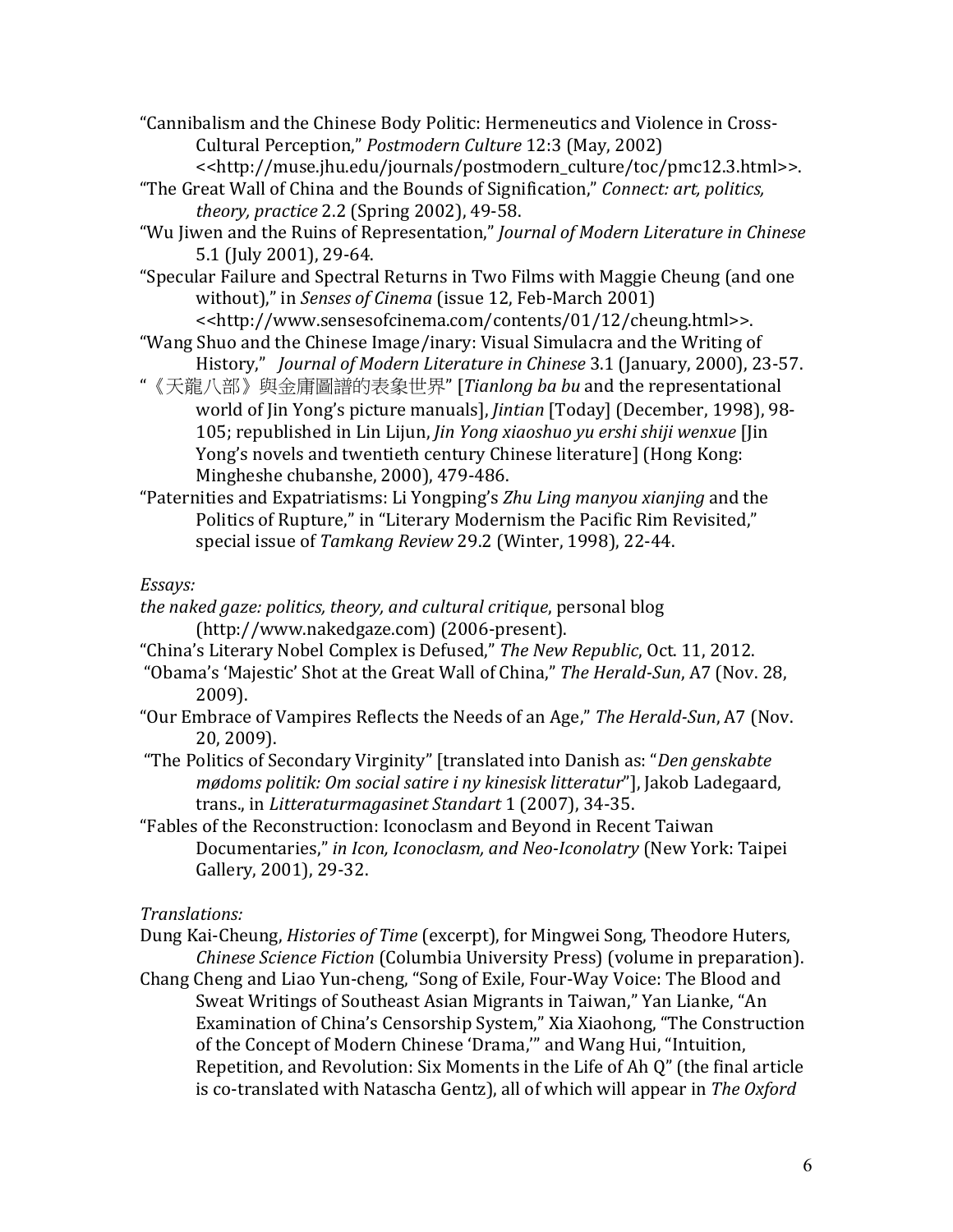"Cannibalism and the Chinese Body Politic: Hermeneutics and Violence in Cross-Cultural Perception," *Postmodern Culture* 12:3 (May, 2002) <<http://muse.jhu.edu/journals/postmodern_culture/toc/pmc12.3.html>>.

"The Great Wall of China and the Bounds of Signification," *Connect: art, politics, theory, practice* 2.2 (Spring 2002), 49-58.

"Wu Jiwen and the Ruins of Representation," *Journal of Modern Literature in Chinese* 5.1 (July 2001), 29-64.

"Specular Failure and Spectral Returns in Two Films with Maggie Cheung (and one without)," in *Senses of Cinema* (issue 12, Feb-March 2001) <<http://www.sensesofcinema.com/contents/01/12/cheung.html>>.

"Wang Shuo and the Chinese Image/inary: Visual Simulacra and the Writing of History," *Journal of Modern Literature in Chinese* 3.1 (January, 2000), 23-57.

"《天龍八部》與金庸圖譜的表象世界" [*Tianlong ba bu* and the representational world of Jin Yong's picture manuals], *Jintian* [Today] (December, 1998), 98-105; republished in Lin Lijun, *Jin Yong xiaoshuo yu ershi shiji wenxue* [Jin Yong's novels and twentieth century Chinese literature] (Hong Kong: Mingheshe chubanshe, 2000), 479-486.

"Paternities and Expatriatisms: Li Yongping's *Zhu Ling manyou xianjing* and the Politics of Rupture," in "Literary Modernism the Pacific Rim Revisited," special issue of *Tamkang Review* 29.2 (Winter, 1998), 22-44.

*Essays:*

*the naked gaze: politics, theory, and cultural critique*, personal blog (http://www.nakedgaze.com) (2006-present).

"China's Literary Nobel Complex is Defused," *The New Republic*, Oct. 11, 2012.

"Obama's 'Majestic' Shot at the Great Wall of China," *The Herald-Sun*, A7 (Nov. 28, 2009).

"Our Embrace of Vampires Reflects the Needs of an Age," *The Herald-Sun*, A7 (Nov. 20, 2009).

"The Politics of Secondary Virginity" [translated into Danish as: "*Den genskabte mødoms politik: Om social satire i ny kinesisk litteratur*"], Jakob Ladegaard, trans., in *Litteraturmagasinet Standart* 1 (2007), 34-35.

"Fables of the Reconstruction: Iconoclasm and Beyond in Recent Taiwan Documentaries," *in Icon, Iconoclasm, and Neo-Iconolatry* (New York: Taipei Gallery, 2001), 29-32.

*Translations:*

Dung Kai-Cheung, *Histories of Time* (excerpt), for Mingwei Song, Theodore Huters, *Chinese Science Fiction* (Columbia University Press) (volume in preparation).

Chang Cheng and Liao Yun-cheng, "Song of Exile, Four-Way Voice: The Blood and Sweat Writings of Southeast Asian Migrants in Taiwan," Yan Lianke, "An Examination of China's Censorship System," Xia Xiaohong, "The Construction of the Concept of Modern Chinese 'Drama,'" and Wang Hui, "Intuition, Repetition, and Revolution: Six Moments in the Life of Ah Q" (the final article is co-translated with Natascha Gentz), all of which will appear in *The Oxford*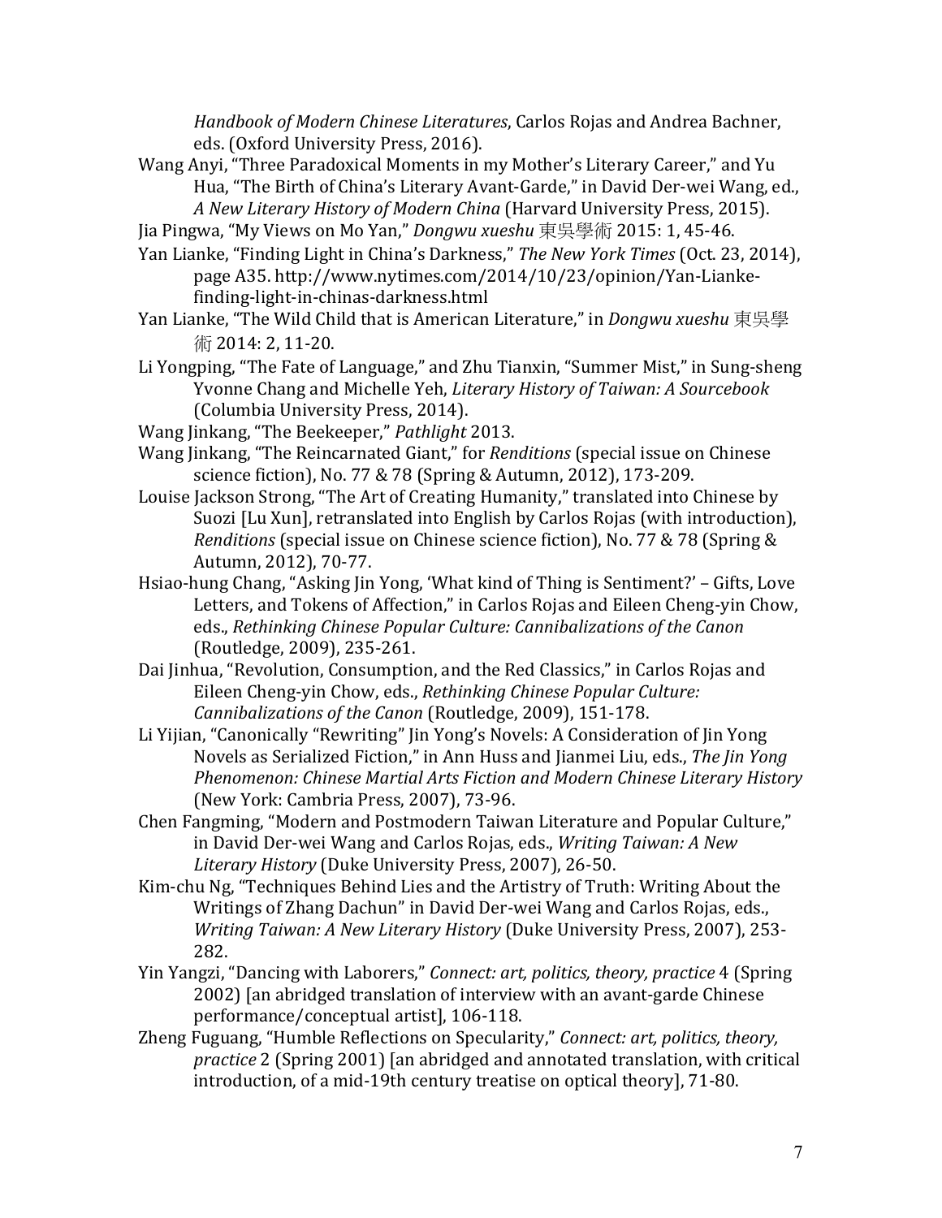*Handbook of Modern Chinese Literatures*, Carlos Rojas and Andrea Bachner, eds. (Oxford University Press, 2016).

Wang Anyi, "Three Paradoxical Moments in my Mother's Literary Career," and Yu Hua, "The Birth of China's Literary Avant-Garde," in David Der-wei Wang, ed., *A New Literary History of Modern China* (Harvard University Press, 2015).

Jia Pingwa, "My Views on Mo Yan," *Dongwu xueshu* 東吳學術 2015: 1, 45-46.

Yan Lianke, "Finding Light in China's Darkness," *The New York Times* (Oct. 23, 2014), page A35. http://www.nytimes.com/2014/10/23/opinion/Yan-Lianke-finding-light-in-chinas-darkness.html

Yan Lianke, "The Wild Child that is American Literature," in *Dongwu xueshu* 東吳學術 2014: 2, 11-20.

Li Yongping, "The Fate of Language," and Zhu Tianxin, "Summer Mist," in Sung-sheng Yvonne Chang and Michelle Yeh, *Literary History of Taiwan: A Sourcebook* (Columbia University Press, 2014).

Wang Jinkang, "The Beekeeper," *Pathlight* 2013.

Wang Jinkang, "The Reincarnated Giant," for *Renditions* (special issue on Chinese science fiction), No. 77 & 78 (Spring & Autumn, 2012), 173-209.

Louise Jackson Strong, "The Art of Creating Humanity," translated into Chinese by Suozi [Lu Xun], retranslated into English by Carlos Rojas (with introduction), *Renditions* (special issue on Chinese science fiction), No. 77 & 78 (Spring & Autumn, 2012), 70-77.

Hsiao-hung Chang, "Asking Jin Yong, 'What kind of Thing is Sentiment?' – Gifts, Love Letters, and Tokens of Affection," in Carlos Rojas and Eileen Cheng-yin Chow, eds., *Rethinking Chinese Popular Culture: Cannibalizations of the Canon* (Routledge, 2009), 235-261.

Dai Jinhua, "Revolution, Consumption, and the Red Classics," in Carlos Rojas and Eileen Cheng-yin Chow, eds., *Rethinking Chinese Popular Culture: Cannibalizations of the Canon* (Routledge, 2009), 151-178.

Li Yijian, "Canonically "Rewriting" Jin Yong's Novels: A Consideration of Jin Yong Novels as Serialized Fiction," in Ann Huss and Jianmei Liu, eds., *The Jin Yong Phenomenon: Chinese Martial Arts Fiction and Modern Chinese Literary History* (New York: Cambria Press, 2007), 73-96.

Chen Fangming, "Modern and Postmodern Taiwan Literature and Popular Culture," in David Der-wei Wang and Carlos Rojas, eds., *Writing Taiwan: A New Literary History* (Duke University Press, 2007), 26-50.

Kim-chu Ng, "Techniques Behind Lies and the Artistry of Truth: Writing About the Writings of Zhang Dachun" in David Der-wei Wang and Carlos Rojas, eds., *Writing Taiwan: A New Literary History* (Duke University Press, 2007), 253-282.

Yin Yangzi, "Dancing with Laborers," *Connect: art, politics, theory, practice* 4 (Spring 2002) [an abridged translation of interview with an avant-garde Chinese performance/conceptual artist], 106-118.

Zheng Fuguang, "Humble Reflections on Specularity," *Connect: art, politics, theory, practice* 2 (Spring 2001) [an abridged and annotated translation, with critical introduction, of a mid-19th century treatise on optical theory], 71-80.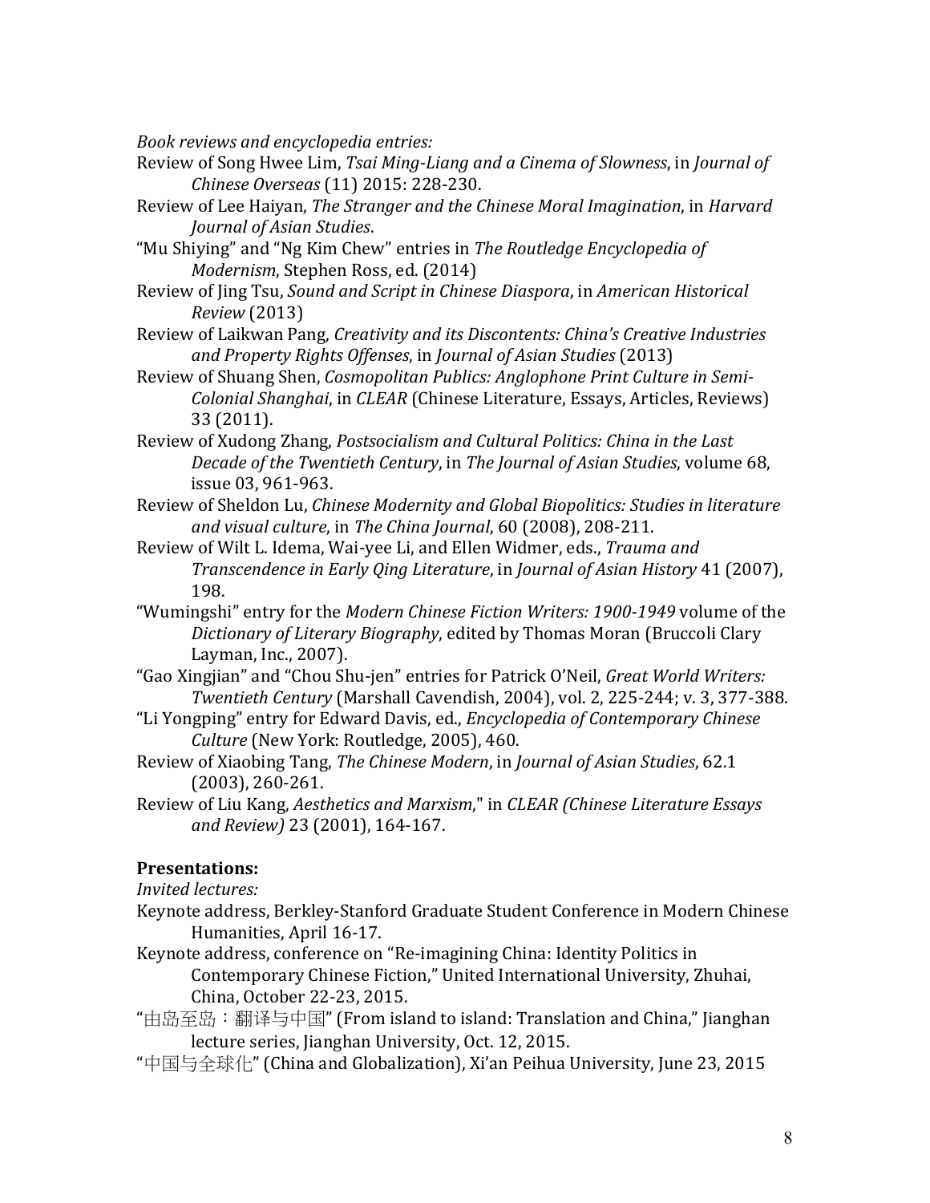*Book reviews and encyclopedia entries:*

Review of Song Hwee Lim, *Tsai Ming-Liang and a Cinema of Slowness*, in *Journal of Chinese Overseas* (11) 2015: 228-230.

Review of Lee Haiyan, *The Stranger and the Chinese Moral Imagination*, in *Harvard Journal of Asian Studies*.

"Mu Shiying" and "Ng Kim Chew" entries in *The Routledge Encyclopedia of Modernism*, Stephen Ross, ed. (2014)

Review of Jing Tsu, *Sound and Script in Chinese Diaspora*, in *American Historical Review* (2013)

Review of Laikwan Pang, *Creativity and its Discontents: China's Creative Industries and Property Rights Offenses*, in *Journal of Asian Studies* (2013)

Review of Shuang Shen, *Cosmopolitan Publics: Anglophone Print Culture in Semi-Colonial Shanghai*, in *CLEAR* (Chinese Literature, Essays, Articles, Reviews) 33 (2011).

Review of Xudong Zhang, *Postsocialism and Cultural Politics: China in the Last Decade of the Twentieth Century*, in *The Journal of Asian Studies*, volume 68, issue 03, 961-963.

Review of Sheldon Lu, *Chinese Modernity and Global Biopolitics: Studies in literature and visual culture*, in *The China Journal*, 60 (2008), 208-211.

Review of Wilt L. Idema, Wai-yee Li, and Ellen Widmer, eds., *Trauma and Transcendence in Early Qing Literature*, in *Journal of Asian History* 41 (2007), 198.

"Wumingshi" entry for the *Modern Chinese Fiction Writers: 1900-1949* volume of the *Dictionary of Literary Biography*, edited by Thomas Moran (Bruccoli Clary Layman, Inc., 2007).

"Gao Xingjian" and "Chou Shu-jen" entries for Patrick O'Neil, *Great World Writers: Twentieth Century* (Marshall Cavendish, 2004), vol. 2, 225-244; v. 3, 377-388.

"Li Yongping" entry for Edward Davis, ed., *Encyclopedia of Contemporary Chinese Culture* (New York: Routledge, 2005), 460.

Review of Xiaobing Tang, *The Chinese Modern*, in *Journal of Asian Studies*, 62.1 (2003), 260-261.

Review of Liu Kang, *Aesthetics and Marxism*," in *CLEAR (Chinese Literature Essays and Review)* 23 (2001), 164-167.

**Presentations:**

*Invited lectures:*

Keynote address, Berkley-Stanford Graduate Student Conference in Modern Chinese Humanities, April 16-17.

Keynote address, conference on "Re-imagining China: Identity Politics in Contemporary Chinese Fiction," United International University, Zhuhai, China, October 22-23, 2015.

"由岛至岛：翻译与中国" (From island to island: Translation and China," Jianghan lecture series, Jianghan University, Oct. 12, 2015.

"中国与全球化" (China and Globalization), Xi'an Peihua University, June 23, 2015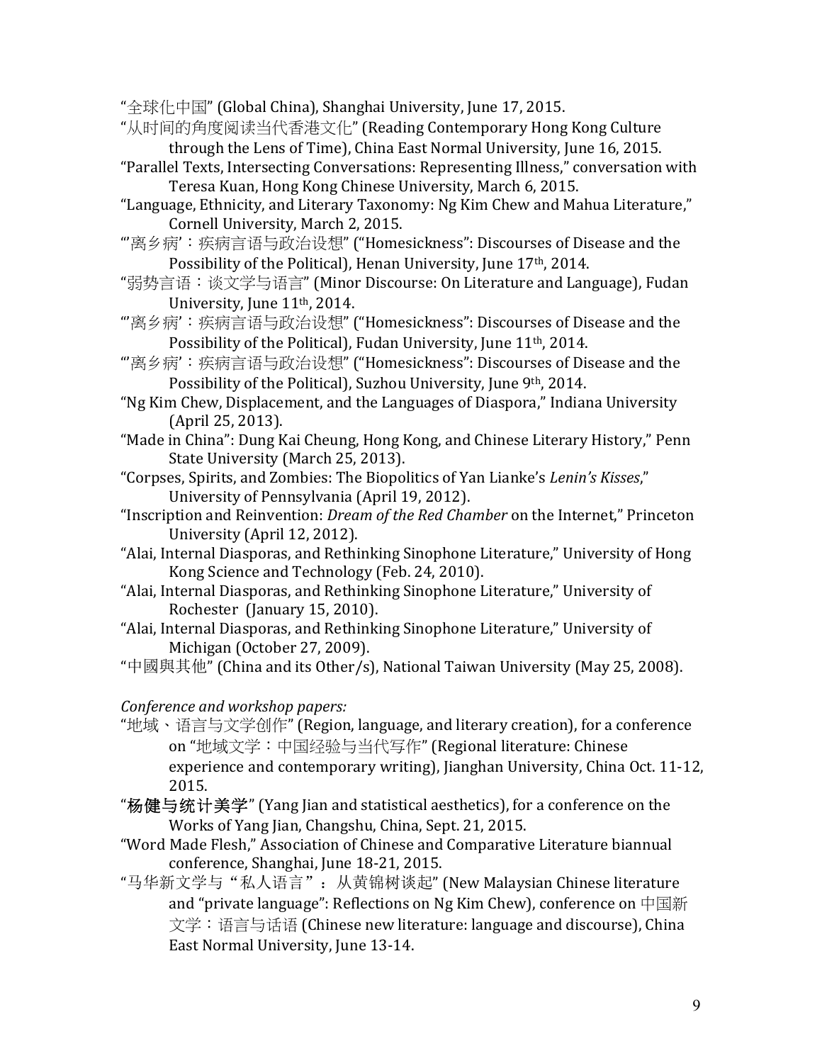"全球化中国" (Global China), Shanghai University, June 17, 2015.

"从时间的角度阅读当代香港文化" (Reading Contemporary Hong Kong Culture through the Lens of Time), China East Normal University, June 16, 2015.

"Parallel Texts, Intersecting Conversations: Representing Illness," conversation with Teresa Kuan, Hong Kong Chinese University, March 6, 2015.

"Language, Ethnicity, and Literary Taxonomy: Ng Kim Chew and Mahua Literature," Cornell University, March 2, 2015.

"'离乡病'：疾病言语与政治设想" ("Homesickness": Discourses of Disease and the Possibility of the Political), Henan University, June 17th, 2014.

"弱势言语：谈文学与语言" (Minor Discourse: On Literature and Language), Fudan University, June 11th, 2014.

"'离乡病'：疾病言语与政治设想" ("Homesickness": Discourses of Disease and the Possibility of the Political), Fudan University, June 11th, 2014.

"'离乡病'：疾病言语与政治设想" ("Homesickness": Discourses of Disease and the Possibility of the Political), Suzhou University, June 9th, 2014.

"Ng Kim Chew, Displacement, and the Languages of Diaspora," Indiana University (April 25, 2013).

"Made in China": Dung Kai Cheung, Hong Kong, and Chinese Literary History," Penn State University (March 25, 2013).

"Corpses, Spirits, and Zombies: The Biopolitics of Yan Lianke's *Lenin's Kisses*," University of Pennsylvania (April 19, 2012).

"Inscription and Reinvention: *Dream of the Red Chamber* on the Internet," Princeton University (April 12, 2012).

"Alai, Internal Diasporas, and Rethinking Sinophone Literature," University of Hong Kong Science and Technology (Feb. 24, 2010).

"Alai, Internal Diasporas, and Rethinking Sinophone Literature," University of Rochester (January 15, 2010).

"Alai, Internal Diasporas, and Rethinking Sinophone Literature," University of Michigan (October 27, 2009).

"中國與其他" (China and its Other/s), National Taiwan University (May 25, 2008).

*Conference and workshop papers:*

"地域、语言与文学创作" (Region, language, and literary creation), for a conference on "地域文学：中国经验与当代写作" (Regional literature: Chinese experience and contemporary writing), Jianghan University, China Oct. 11-12, 2015.

"**杨健与统计美学**" (Yang Jian and statistical aesthetics), for a conference on the Works of Yang Jian, Changshu, China, Sept. 21, 2015.

"Word Made Flesh," Association of Chinese and Comparative Literature biannual conference, Shanghai, June 18-21, 2015.

"马华新文学与"私人语言"：从黄锦树谈起" (New Malaysian Chinese literature and "private language": Reflections on Ng Kim Chew), conference on 中国新文学：语言与话语 (Chinese new literature: language and discourse), China East Normal University, June 13-14.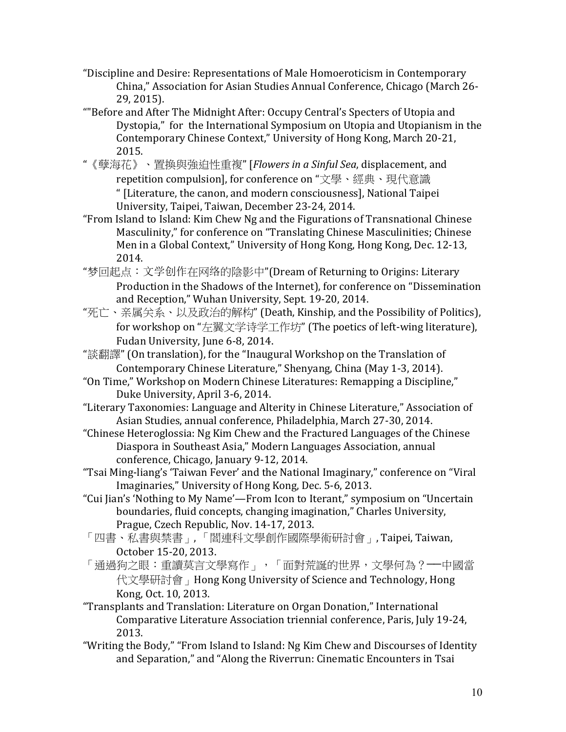"Discipline and Desire: Representations of Male Homoeroticism in Contemporary China," Association for Asian Studies Annual Conference, Chicago (March 26-29, 2015).

""Before and After The Midnight After: Occupy Central's Specters of Utopia and Dystopia," for the International Symposium on Utopia and Utopianism in the Contemporary Chinese Context," University of Hong Kong, March 20-21, 2015.

"《孽海花》、置換與強迫性重複" [*Flowers in a Sinful Sea*, displacement, and repetition compulsion], for conference on "文學、經典、現代意識" [Literature, the canon, and modern consciousness], National Taipei University, Taipei, Taiwan, December 23-24, 2014.

"From Island to Island: Kim Chew Ng and the Figurations of Transnational Chinese Masculinity," for conference on "Translating Chinese Masculinities; Chinese Men in a Global Context," University of Hong Kong, Hong Kong, Dec. 12-13, 2014.

"梦回起点：文学创作在网络的陰影中"(Dream of Returning to Origins: Literary Production in the Shadows of the Internet), for conference on "Dissemination and Reception," Wuhan University, Sept. 19-20, 2014.

"死亡、亲属关系、以及政治的解构" (Death, Kinship, and the Possibility of Politics), for workshop on "左翼文学诗学工作坊" (The poetics of left-wing literature), Fudan University, June 6-8, 2014.

"談翻譯" (On translation), for the "Inaugural Workshop on the Translation of Contemporary Chinese Literature," Shenyang, China (May 1-3, 2014).

"On Time," Workshop on Modern Chinese Literatures: Remapping a Discipline," Duke University, April 3-6, 2014.

"Literary Taxonomies: Language and Alterity in Chinese Literature," Association of Asian Studies, annual conference, Philadelphia, March 27-30, 2014.

"Chinese Heteroglossia: Ng Kim Chew and the Fractured Languages of the Chinese Diaspora in Southeast Asia," Modern Languages Association, annual conference, Chicago, January 9-12, 2014.

"Tsai Ming-liang's 'Taiwan Fever' and the National Imaginary," conference on "Viral Imaginaries," University of Hong Kong, Dec. 5-6, 2013.

"Cui Jian's 'Nothing to My Name'—From Icon to Iterant," symposium on "Uncertain boundaries, fluid concepts, changing imagination," Charles University, Prague, Czech Republic, Nov. 14-17, 2013.

「四書、私書與禁書」, 「閻連科文學創作國際學術研討會」, Taipei, Taiwan, October 15-20, 2013.

「通過狗之眼：重讀莫言文學寫作」，「面對荒誕的世界，文學何為？—中國當代文學研討會」Hong Kong University of Science and Technology, Hong Kong, Oct. 10, 2013.

"Transplants and Translation: Literature on Organ Donation," International Comparative Literature Association triennial conference, Paris, July 19-24, 2013.

"Writing the Body," "From Island to Island: Ng Kim Chew and Discourses of Identity and Separation," and "Along the Riverrun: Cinematic Encounters in Tsai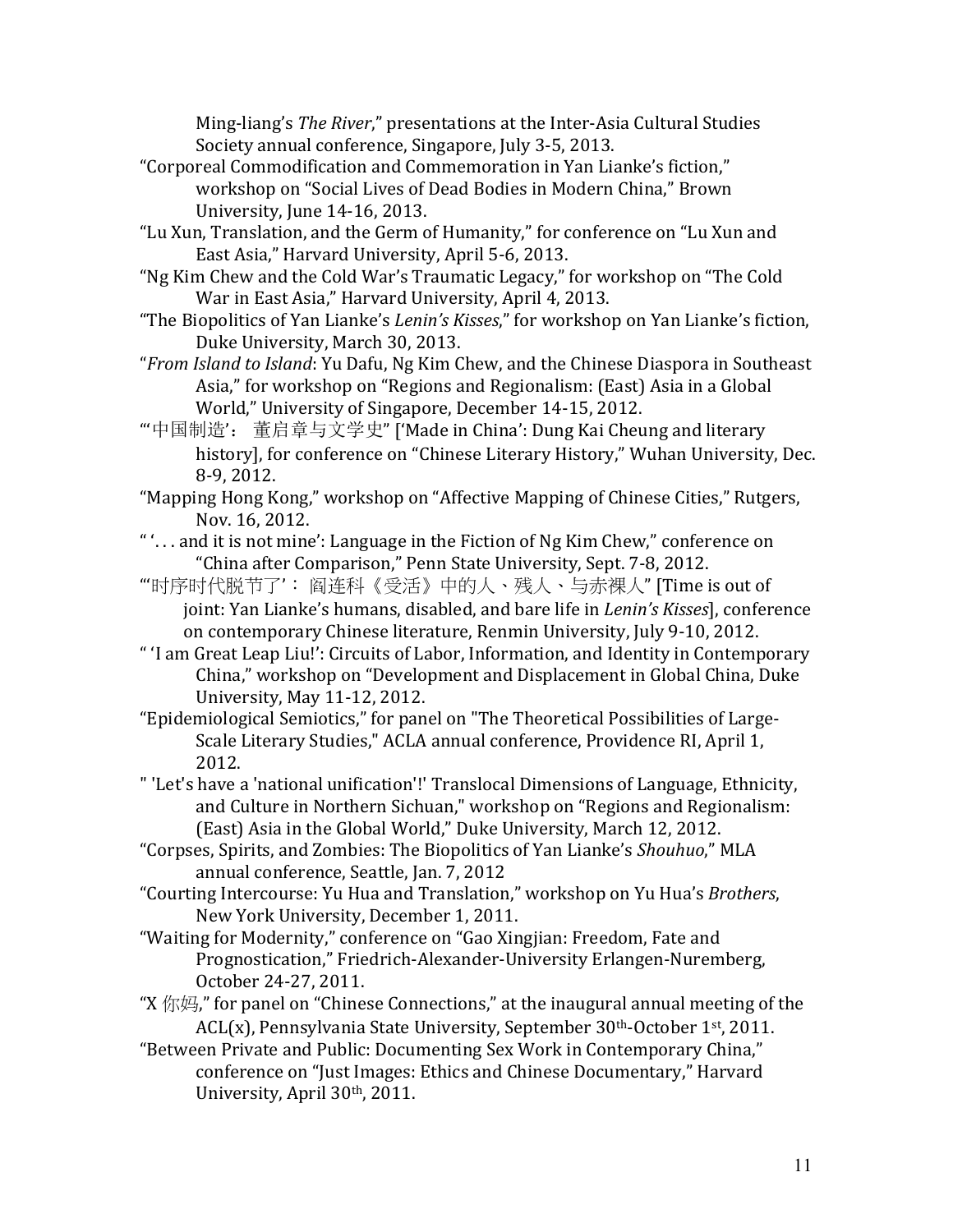Ming-liang's *The River*," presentations at the Inter-Asia Cultural Studies Society annual conference, Singapore, July 3-5, 2013.

"Corporeal Commodification and Commemoration in Yan Lianke's fiction," workshop on "Social Lives of Dead Bodies in Modern China," Brown University, June 14-16, 2013.

"Lu Xun, Translation, and the Germ of Humanity," for conference on "Lu Xun and East Asia," Harvard University, April 5-6, 2013.

"Ng Kim Chew and the Cold War's Traumatic Legacy," for workshop on "The Cold War in East Asia," Harvard University, April 4, 2013.

"The Biopolitics of Yan Lianke's *Lenin's Kisses*," for workshop on Yan Lianke's fiction, Duke University, March 30, 2013.

"*From Island to Island*: Yu Dafu, Ng Kim Chew, and the Chinese Diaspora in Southeast Asia," for workshop on "Regions and Regionalism: (East) Asia in a Global World," University of Singapore, December 14-15, 2012.

"'中国制造'： 董启章与文学史" ['Made in China': Dung Kai Cheung and literary history], for conference on "Chinese Literary History," Wuhan University, Dec. 8-9, 2012.

"Mapping Hong Kong," workshop on "Affective Mapping of Chinese Cities," Rutgers, Nov. 16, 2012.

" '. . . and it is not mine': Language in the Fiction of Ng Kim Chew," conference on "China after Comparison," Penn State University, Sept. 7-8, 2012.

"'时序时代脱节了'： 阎连科《受活》中的人、残人、与赤裸人" [Time is out of joint: Yan Lianke's humans, disabled, and bare life in *Lenin's Kisses*], conference on contemporary Chinese literature, Renmin University, July 9-10, 2012.

" 'I am Great Leap Liu!': Circuits of Labor, Information, and Identity in Contemporary China," workshop on "Development and Displacement in Global China, Duke University, May 11-12, 2012.

"Epidemiological Semiotics," for panel on "The Theoretical Possibilities of Large-Scale Literary Studies," ACLA annual conference, Providence RI, April 1, 2012.

" 'Let's have a 'national unification'!' Translocal Dimensions of Language, Ethnicity, and Culture in Northern Sichuan," workshop on "Regions and Regionalism: (East) Asia in the Global World," Duke University, March 12, 2012.

"Corpses, Spirits, and Zombies: The Biopolitics of Yan Lianke's *Shouhuo*," MLA annual conference, Seattle, Jan. 7, 2012

"Courting Intercourse: Yu Hua and Translation," workshop on Yu Hua's *Brothers*, New York University, December 1, 2011.

"Waiting for Modernity," conference on "Gao Xingjian: Freedom, Fate and Prognostication," Friedrich-Alexander-University Erlangen-Nuremberg, October 24-27, 2011.

"X 你妈," for panel on "Chinese Connections," at the inaugural annual meeting of the ACL(x), Pennsylvania State University, September 30th-October 1st, 2011.

"Between Private and Public: Documenting Sex Work in Contemporary China," conference on "Just Images: Ethics and Chinese Documentary," Harvard University, April 30th, 2011.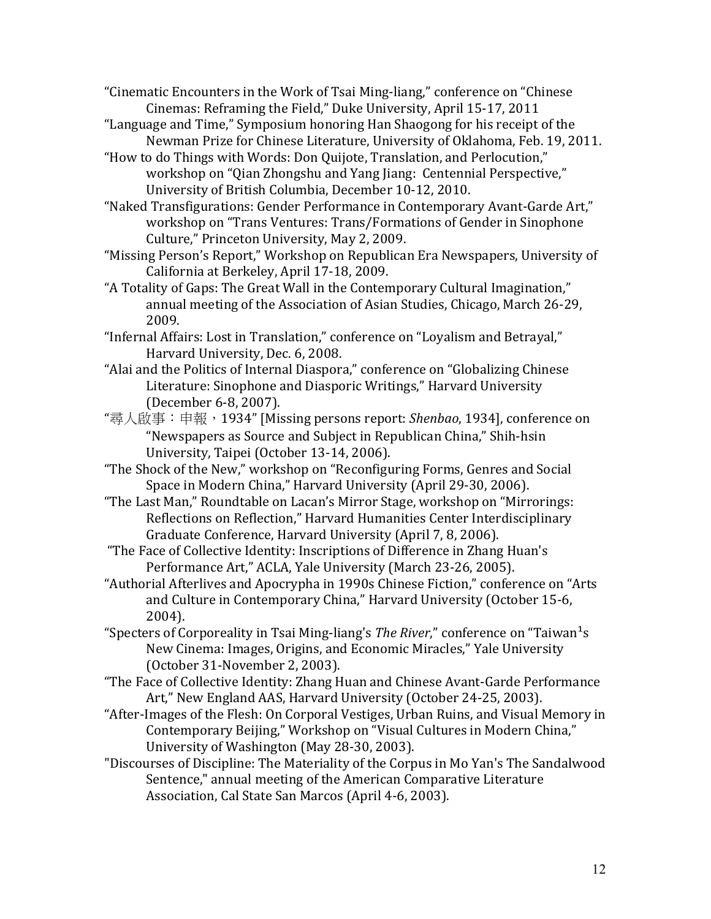"Cinematic Encounters in the Work of Tsai Ming-liang," conference on "Chinese Cinemas: Reframing the Field," Duke University, April 15-17, 2011

"Language and Time," Symposium honoring Han Shaogong for his receipt of the Newman Prize for Chinese Literature, University of Oklahoma, Feb. 19, 2011.

"How to do Things with Words: Don Quijote, Translation, and Perlocution," workshop on "Qian Zhongshu and Yang Jiang: Centennial Perspective," University of British Columbia, December 10-12, 2010.

"Naked Transfigurations: Gender Performance in Contemporary Avant-Garde Art," workshop on "Trans Ventures: Trans/Formations of Gender in Sinophone Culture," Princeton University, May 2, 2009.

"Missing Person's Report," Workshop on Republican Era Newspapers, University of California at Berkeley, April 17-18, 2009.

"A Totality of Gaps: The Great Wall in the Contemporary Cultural Imagination," annual meeting of the Association of Asian Studies, Chicago, March 26-29, 2009.

"Infernal Affairs: Lost in Translation," conference on "Loyalism and Betrayal," Harvard University, Dec. 6, 2008.

"Alai and the Politics of Internal Diaspora," conference on "Globalizing Chinese Literature: Sinophone and Diasporic Writings," Harvard University (December 6-8, 2007).

"尋人啟事：申報，1934" [Missing persons report: *Shenbao*, 1934], conference on "Newspapers as Source and Subject in Republican China," Shih-hsin University, Taipei (October 13-14, 2006).

"The Shock of the New," workshop on "Reconfiguring Forms, Genres and Social Space in Modern China," Harvard University (April 29-30, 2006).

"The Last Man," Roundtable on Lacan's Mirror Stage, workshop on "Mirrorings: Reflections on Reflection," Harvard Humanities Center Interdisciplinary Graduate Conference, Harvard University (April 7, 8, 2006).

"The Face of Collective Identity: Inscriptions of Difference in Zhang Huan's Performance Art," ACLA, Yale University (March 23-26, 2005).

"Authorial Afterlives and Apocrypha in 1990s Chinese Fiction," conference on "Arts and Culture in Contemporary China," Harvard University (October 15-6, 2004).

"Specters of Corporeality in Tsai Ming-liang's *The River*," conference on "Taiwan[1]s New Cinema: Images, Origins, and Economic Miracles," Yale University (October 31-November 2, 2003).

"The Face of Collective Identity: Zhang Huan and Chinese Avant-Garde Performance Art," New England AAS, Harvard University (October 24-25, 2003).

"After-Images of the Flesh: On Corporal Vestiges, Urban Ruins, and Visual Memory in Contemporary Beijing," Workshop on "Visual Cultures in Modern China," University of Washington (May 28-30, 2003).

"Discourses of Discipline: The Materiality of the Corpus in Mo Yan's The Sandalwood Sentence," annual meeting of the American Comparative Literature Association, Cal State San Marcos (April 4-6, 2003).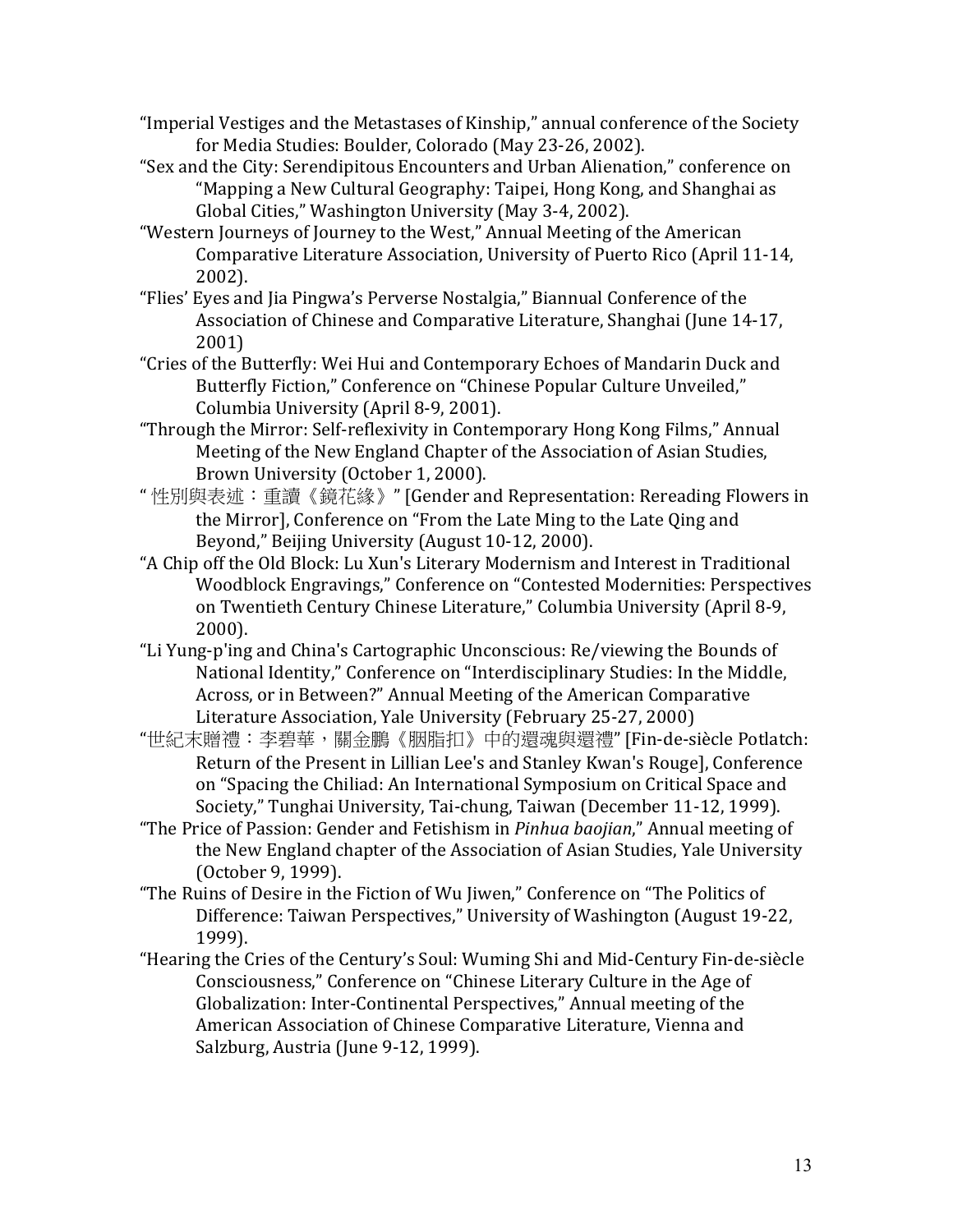"Imperial Vestiges and the Metastases of Kinship," annual conference of the Society for Media Studies: Boulder, Colorado (May 23-26, 2002).

"Sex and the City: Serendipitous Encounters and Urban Alienation," conference on "Mapping a New Cultural Geography: Taipei, Hong Kong, and Shanghai as Global Cities," Washington University (May 3-4, 2002).

"Western Journeys of Journey to the West," Annual Meeting of the American Comparative Literature Association, University of Puerto Rico (April 11-14, 2002).

"Flies' Eyes and Jia Pingwa's Perverse Nostalgia," Biannual Conference of the Association of Chinese and Comparative Literature, Shanghai (June 14-17, 2001)

"Cries of the Butterfly: Wei Hui and Contemporary Echoes of Mandarin Duck and Butterfly Fiction," Conference on "Chinese Popular Culture Unveiled," Columbia University (April 8-9, 2001).

"Through the Mirror: Self-reflexivity in Contemporary Hong Kong Films," Annual Meeting of the New England Chapter of the Association of Asian Studies, Brown University (October 1, 2000).

" 性別與表述：重讀《鏡花緣》" [Gender and Representation: Rereading Flowers in the Mirror], Conference on "From the Late Ming to the Late Qing and Beyond," Beijing University (August 10-12, 2000).

"A Chip off the Old Block: Lu Xun's Literary Modernism and Interest in Traditional Woodblock Engravings," Conference on "Contested Modernities: Perspectives on Twentieth Century Chinese Literature," Columbia University (April 8-9, 2000).

"Li Yung-p'ing and China's Cartographic Unconscious: Re/viewing the Bounds of National Identity," Conference on "Interdisciplinary Studies: In the Middle, Across, or in Between?" Annual Meeting of the American Comparative Literature Association, Yale University (February 25-27, 2000)

"世紀末贈禮：李碧華，關金鵬《胭脂扣》中的還魂與還禮" [Fin-de-siècle Potlatch: Return of the Present in Lillian Lee's and Stanley Kwan's Rouge], Conference on "Spacing the Chiliad: An International Symposium on Critical Space and Society," Tunghai University, Tai-chung, Taiwan (December 11-12, 1999).

"The Price of Passion: Gender and Fetishism in *Pinhua baojian*," Annual meeting of the New England chapter of the Association of Asian Studies, Yale University (October 9, 1999).

"The Ruins of Desire in the Fiction of Wu Jiwen," Conference on "The Politics of Difference: Taiwan Perspectives," University of Washington (August 19-22, 1999).

"Hearing the Cries of the Century's Soul: Wuming Shi and Mid-Century Fin-de-siècle Consciousness," Conference on "Chinese Literary Culture in the Age of Globalization: Inter-Continental Perspectives," Annual meeting of the American Association of Chinese Comparative Literature, Vienna and Salzburg, Austria (June 9-12, 1999).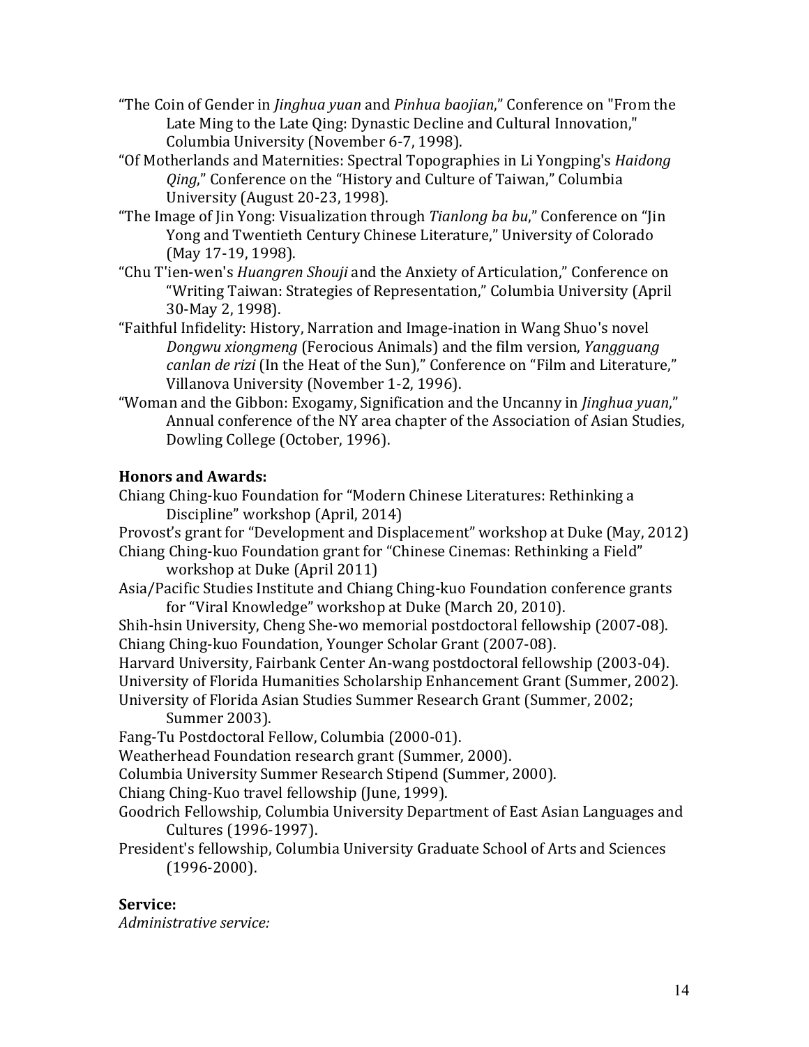"The Coin of Gender in *Jinghua yuan* and *Pinhua baojian*," Conference on "From the Late Ming to the Late Qing: Dynastic Decline and Cultural Innovation," Columbia University (November 6-7, 1998).

"Of Motherlands and Maternities: Spectral Topographies in Li Yongping's *Haidong Qing*," Conference on the "History and Culture of Taiwan," Columbia University (August 20-23, 1998).

"The Image of Jin Yong: Visualization through *Tianlong ba bu*," Conference on "Jin Yong and Twentieth Century Chinese Literature," University of Colorado (May 17-19, 1998).

"Chu T'ien-wen's *Huangren Shouji* and the Anxiety of Articulation," Conference on "Writing Taiwan: Strategies of Representation," Columbia University (April 30-May 2, 1998).

"Faithful Infidelity: History, Narration and Image-ination in Wang Shuo's novel *Dongwu xiongmeng* (Ferocious Animals) and the film version, *Yangguang canlan de rizi* (In the Heat of the Sun)," Conference on "Film and Literature," Villanova University (November 1-2, 1996).

"Woman and the Gibbon: Exogamy, Signification and the Uncanny in *Jinghua yuan*," Annual conference of the NY area chapter of the Association of Asian Studies, Dowling College (October, 1996).

**Honors and Awards:**

Chiang Ching-kuo Foundation for "Modern Chinese Literatures: Rethinking a Discipline" workshop (April, 2014)

Provost's grant for "Development and Displacement" workshop at Duke (May, 2012)

Chiang Ching-kuo Foundation grant for "Chinese Cinemas: Rethinking a Field" workshop at Duke (April 2011)

Asia/Pacific Studies Institute and Chiang Ching-kuo Foundation conference grants for "Viral Knowledge" workshop at Duke (March 20, 2010).

Shih-hsin University, Cheng She-wo memorial postdoctoral fellowship (2007-08).

Chiang Ching-kuo Foundation, Younger Scholar Grant (2007-08).

Harvard University, Fairbank Center An-wang postdoctoral fellowship (2003-04).

University of Florida Humanities Scholarship Enhancement Grant (Summer, 2002).

University of Florida Asian Studies Summer Research Grant (Summer, 2002; Summer 2003).

Fang-Tu Postdoctoral Fellow, Columbia (2000-01).

Weatherhead Foundation research grant (Summer, 2000).

Columbia University Summer Research Stipend (Summer, 2000).

Chiang Ching-Kuo travel fellowship (June, 1999).

Goodrich Fellowship, Columbia University Department of East Asian Languages and Cultures (1996-1997).

President's fellowship, Columbia University Graduate School of Arts and Sciences (1996-2000).

**Service:**

*Administrative service:*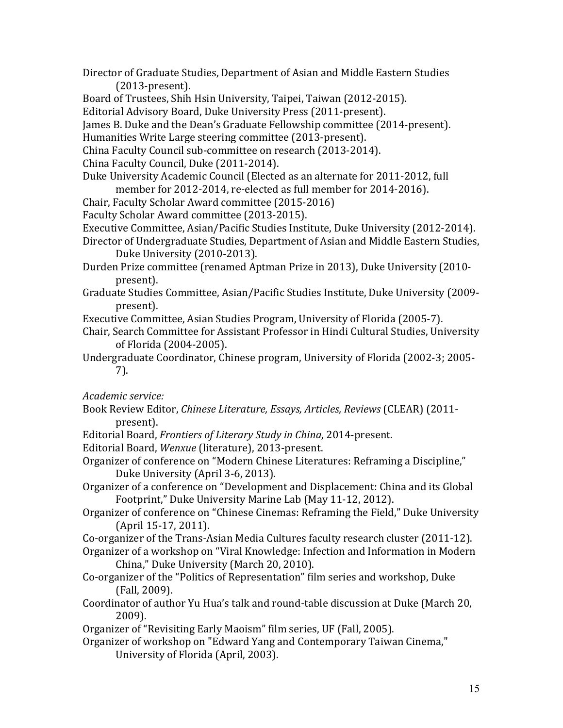Director of Graduate Studies, Department of Asian and Middle Eastern Studies (2013-present).
Board of Trustees, Shih Hsin University, Taipei, Taiwan (2012-2015).
Editorial Advisory Board, Duke University Press (2011-present).
James B. Duke and the Dean's Graduate Fellowship committee (2014-present).
Humanities Write Large steering committee (2013-present).
China Faculty Council sub-committee on research (2013-2014).
China Faculty Council, Duke (2011-2014).
Duke University Academic Council (Elected as an alternate for 2011-2012, full member for 2012-2014, re-elected as full member for 2014-2016).
Chair, Faculty Scholar Award committee (2015-2016)
Faculty Scholar Award committee (2013-2015).
Executive Committee, Asian/Pacific Studies Institute, Duke University (2012-2014).
Director of Undergraduate Studies, Department of Asian and Middle Eastern Studies, Duke University (2010-2013).
Durden Prize committee (renamed Aptman Prize in 2013), Duke University (2010-present).
Graduate Studies Committee, Asian/Pacific Studies Institute, Duke University (2009-present).
Executive Committee, Asian Studies Program, University of Florida (2005-7).
Chair, Search Committee for Assistant Professor in Hindi Cultural Studies, University of Florida (2004-2005).
Undergraduate Coordinator, Chinese program, University of Florida (2002-3; 2005-7).

*Academic service:*

Book Review Editor, *Chinese Literature, Essays, Articles, Reviews* (CLEAR) (2011-present).
Editorial Board, *Frontiers of Literary Study in China*, 2014-present.
Editorial Board, *Wenxue* (literature), 2013-present.
Organizer of conference on "Modern Chinese Literatures: Reframing a Discipline," Duke University (April 3-6, 2013).
Organizer of a conference on "Development and Displacement: China and its Global Footprint," Duke University Marine Lab (May 11-12, 2012).
Organizer of conference on "Chinese Cinemas: Reframing the Field," Duke University (April 15-17, 2011).
Co-organizer of the Trans-Asian Media Cultures faculty research cluster (2011-12).
Organizer of a workshop on "Viral Knowledge: Infection and Information in Modern China," Duke University (March 20, 2010).
Co-organizer of the "Politics of Representation" film series and workshop, Duke (Fall, 2009).
Coordinator of author Yu Hua's talk and round-table discussion at Duke (March 20, 2009).
Organizer of "Revisiting Early Maoism" film series, UF (Fall, 2005).
Organizer of workshop on "Edward Yang and Contemporary Taiwan Cinema," University of Florida (April, 2003).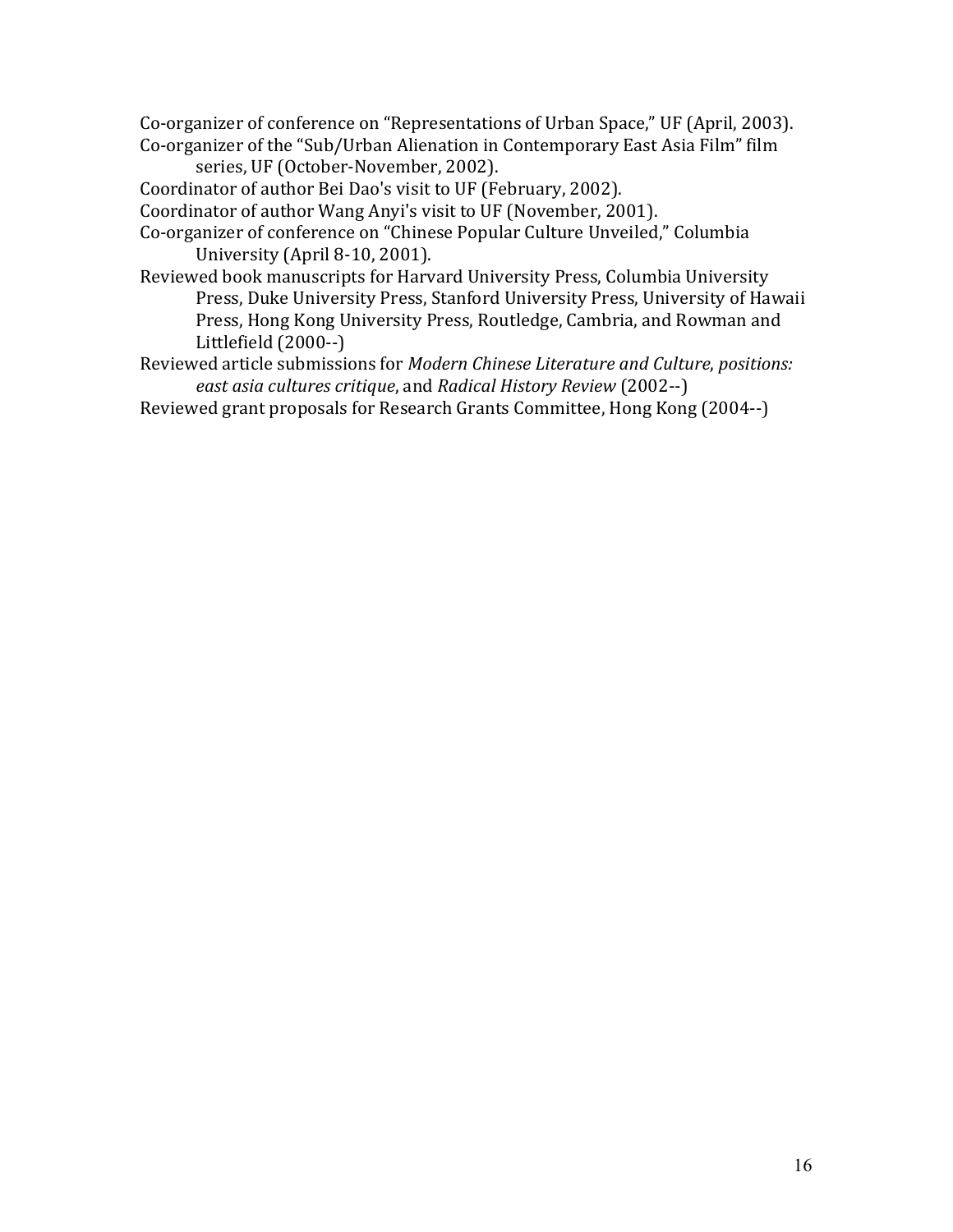Co-organizer of conference on "Representations of Urban Space," UF (April, 2003).

Co-organizer of the "Sub/Urban Alienation in Contemporary East Asia Film" film series, UF (October-November, 2002).

Coordinator of author Bei Dao's visit to UF (February, 2002).

Coordinator of author Wang Anyi's visit to UF (November, 2001).

Co-organizer of conference on "Chinese Popular Culture Unveiled," Columbia University (April 8-10, 2001).

Reviewed book manuscripts for Harvard University Press, Columbia University Press, Duke University Press, Stanford University Press, University of Hawaii Press, Hong Kong University Press, Routledge, Cambria, and Rowman and Littlefield (2000--)

Reviewed article submissions for *Modern Chinese Literature and Culture*, *positions: east asia cultures critique*, and *Radical History Review* (2002--)

Reviewed grant proposals for Research Grants Committee, Hong Kong (2004--)